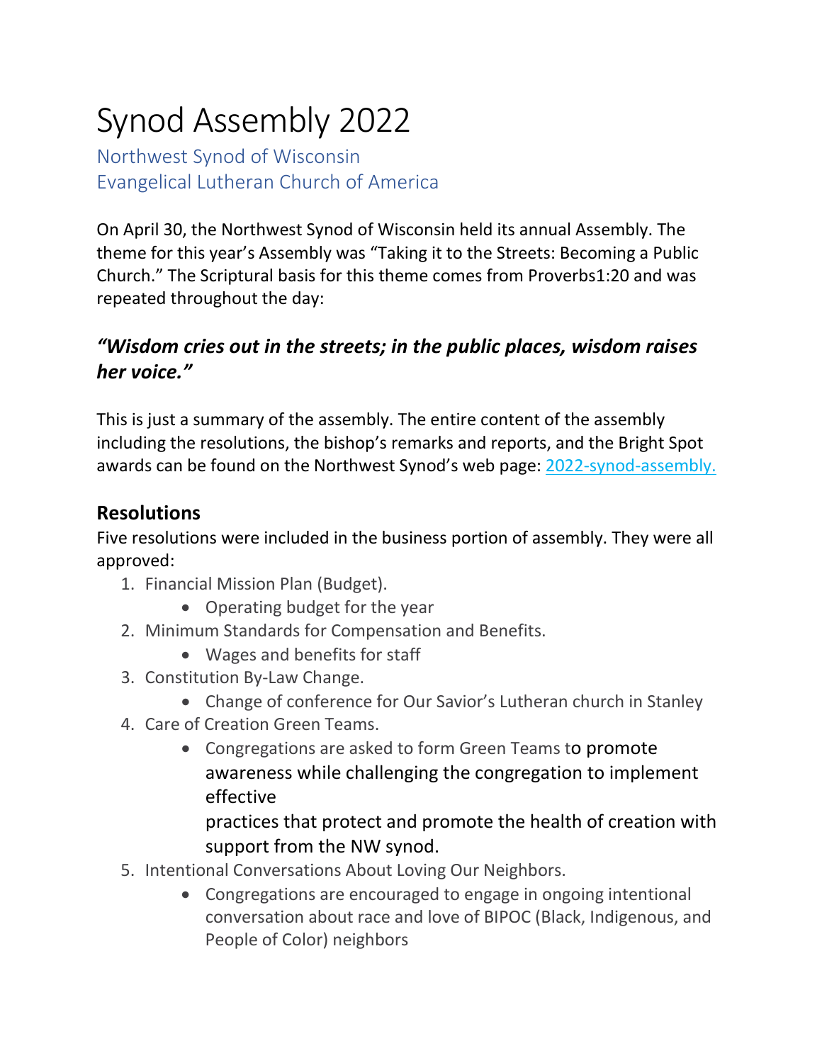# Synod Assembly 2022

Northwest Synod of Wisconsin
Evangelical Lutheran Church of America

On April 30, the Northwest Synod of Wisconsin held its annual Assembly. The theme for this year's Assembly was "Taking it to the Streets: Becoming a Public Church." The Scriptural basis for this theme comes from Proverbs1:20 and was repeated throughout the day:

### *"Wisdom cries out in the streets; in the public places, wisdom raises her voice."*

This is just a summary of the assembly. The entire content of the assembly including the resolutions, the bishop's remarks and reports, and the Bright Spot awards can be found on the Northwest Synod's web page: 2022-synod-assembly.

## Resolutions

Five resolutions were included in the business portion of assembly. They were all approved:

1. Financial Mission Plan (Budget).
   - Operating budget for the year
2. Minimum Standards for Compensation and Benefits.
   - Wages and benefits for staff
3. Constitution By-Law Change.
   - Change of conference for Our Savior's Lutheran church in Stanley
4. Care of Creation Green Teams.
   - Congregations are asked to form Green Teams to promote awareness while challenging the congregation to implement effective practices that protect and promote the health of creation with support from the NW synod.
5. Intentional Conversations About Loving Our Neighbors.
   - Congregations are encouraged to engage in ongoing intentional conversation about race and love of BIPOC (Black, Indigenous, and People of Color) neighbors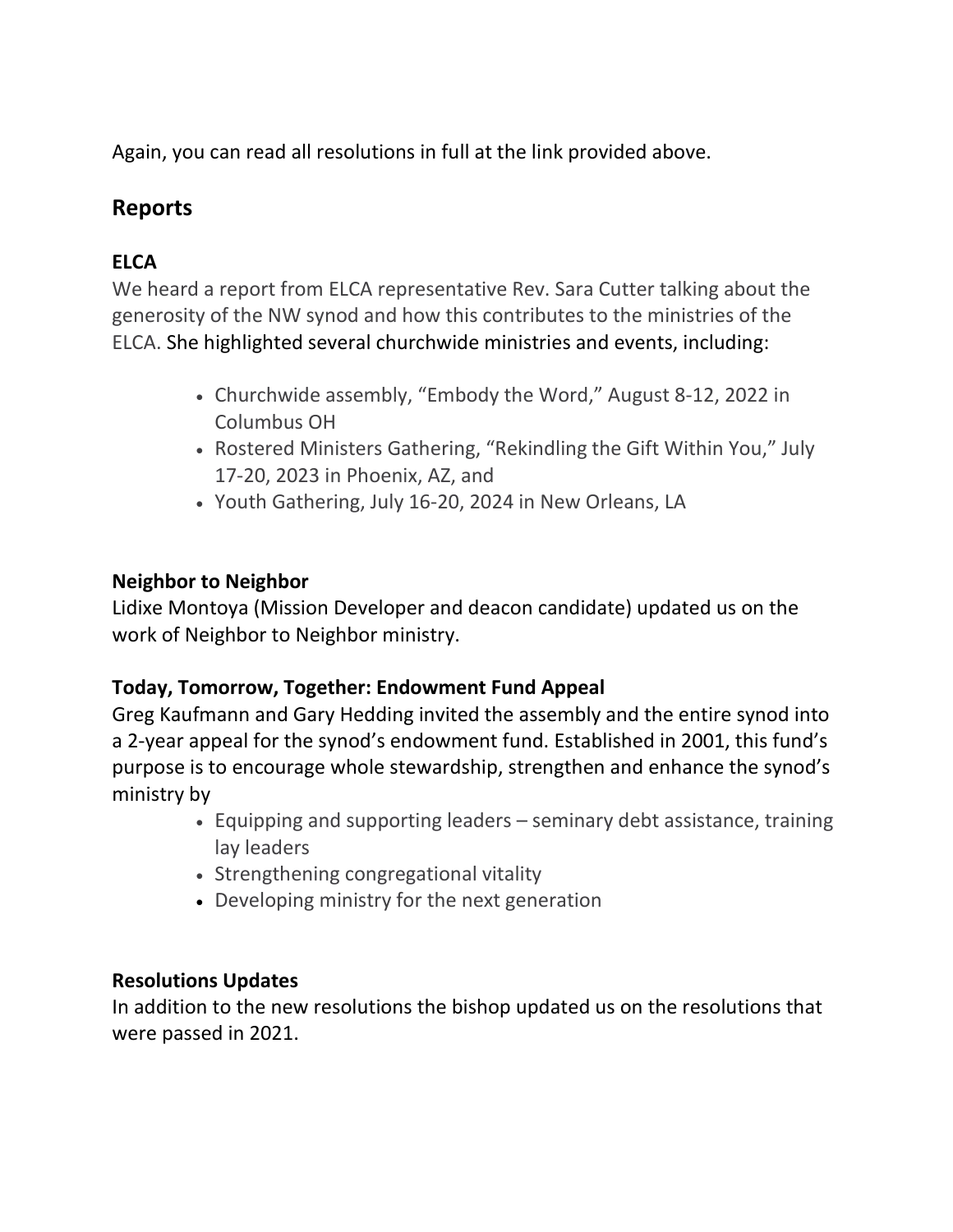Again, you can read all resolutions in full at the link provided above.

## Reports

### ELCA

We heard a report from ELCA representative Rev. Sara Cutter talking about the generosity of the NW synod and how this contributes to the ministries of the ELCA. She highlighted several churchwide ministries and events, including:

- Churchwide assembly, "Embody the Word," August 8-12, 2022 in Columbus OH
- Rostered Ministers Gathering, "Rekindling the Gift Within You," July 17-20, 2023 in Phoenix, AZ, and
- Youth Gathering, July 16-20, 2024 in New Orleans, LA

### Neighbor to Neighbor

Lidixe Montoya (Mission Developer and deacon candidate) updated us on the work of Neighbor to Neighbor ministry.

### Today, Tomorrow, Together: Endowment Fund Appeal

Greg Kaufmann and Gary Hedding invited the assembly and the entire synod into a 2-year appeal for the synod's endowment fund. Established in 2001, this fund's purpose is to encourage whole stewardship, strengthen and enhance the synod's ministry by

- Equipping and supporting leaders – seminary debt assistance, training lay leaders
- Strengthening congregational vitality
- Developing ministry for the next generation

### Resolutions Updates

In addition to the new resolutions the bishop updated us on the resolutions that were passed in 2021.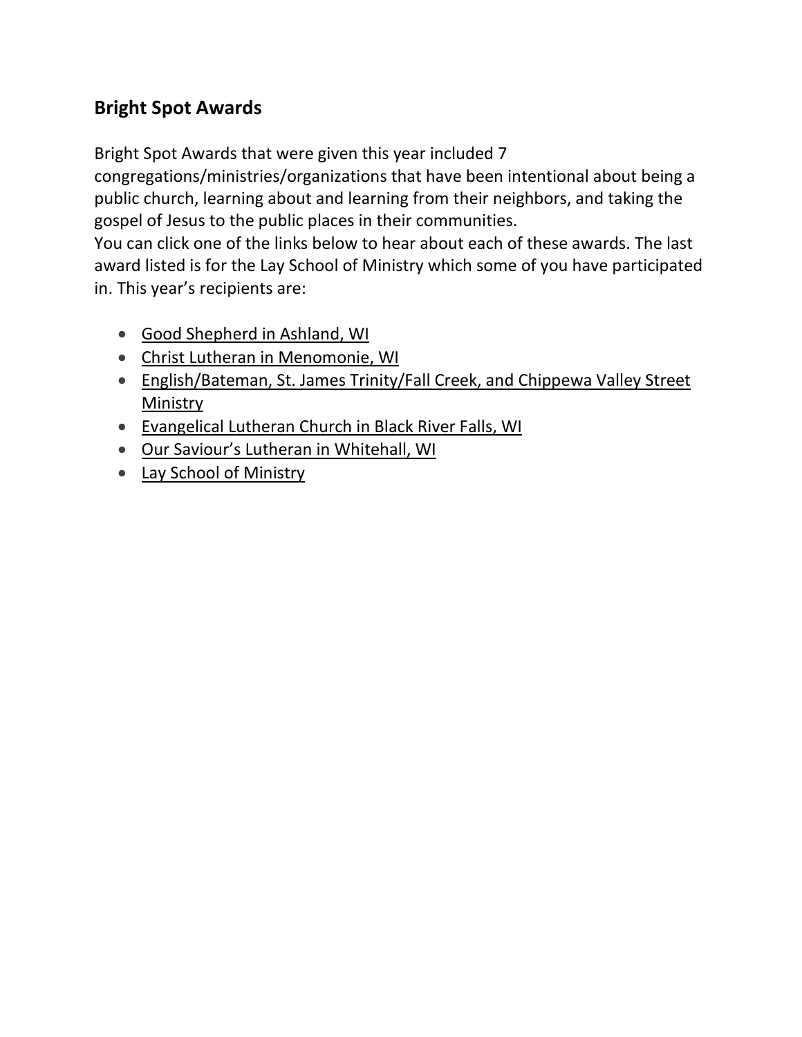## Bright Spot Awards

Bright Spot Awards that were given this year included 7 congregations/ministries/organizations that have been intentional about being a public church, learning about and learning from their neighbors, and taking the gospel of Jesus to the public places in their communities.
You can click one of the links below to hear about each of these awards. The last award listed is for the Lay School of Ministry which some of you have participated in. This year's recipients are:

- Good Shepherd in Ashland, WI
- Christ Lutheran in Menomonie, WI
- English/Bateman, St. James Trinity/Fall Creek, and Chippewa Valley Street Ministry
- Evangelical Lutheran Church in Black River Falls, WI
- Our Saviour's Lutheran in Whitehall, WI
- Lay School of Ministry